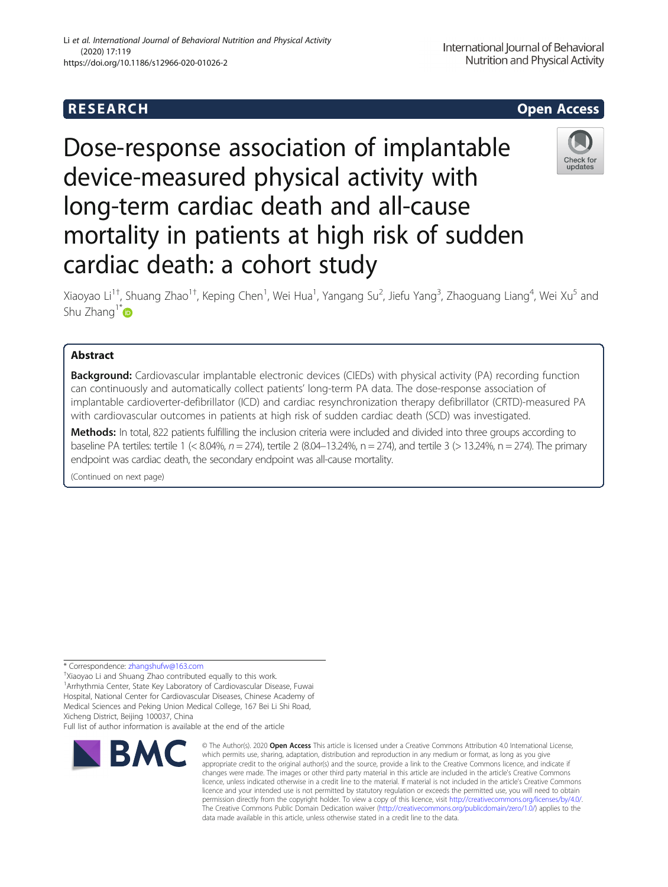RESEARCH Open Access

# Dose-response association of implantable device-measured physical activity with long-term cardiac death and all-cause mortality in patients at high risk of sudden cardiac death: a cohort study

Xiaoyao Li[1†], Shuang Zhao[1†], Keping Chen[1], Wei Hua[1], Yangang Su[2], Jiefu Yang[3], Zhaoguang Liang[4], Wei Xu[5] and Shu Zhang[1*]

## Abstract

**Background:** Cardiovascular implantable electronic devices (CIEDs) with physical activity (PA) recording function can continuously and automatically collect patients' long-term PA data. The dose-response association of implantable cardioverter-defibrillator (ICD) and cardiac resynchronization therapy defibrillator (CRTD)-measured PA with cardiovascular outcomes in patients at high risk of sudden cardiac death (SCD) was investigated.

**Methods:** In total, 822 patients fulfilling the inclusion criteria were included and divided into three groups according to baseline PA tertiles: tertile 1 (< 8.04%, *n* = 274), tertile 2 (8.04–13.24%, n = 274), and tertile 3 (> 13.24%, n = 274). The primary endpoint was cardiac death, the secondary endpoint was all-cause mortality.

(Continued on next page)

\* Correspondence: zhangshufw@163.com

†Xiaoyao Li and Shuang Zhao contributed equally to this work.

[1]Arrhythmia Center, State Key Laboratory of Cardiovascular Disease, Fuwai Hospital, National Center for Cardiovascular Diseases, Chinese Academy of Medical Sciences and Peking Union Medical College, 167 Bei Li Shi Road, Xicheng District, Beijing 100037, China

Full list of author information is available at the end of the article

© The Author(s). 2020 **Open Access** This article is licensed under a Creative Commons Attribution 4.0 International License, which permits use, sharing, adaptation, distribution and reproduction in any medium or format, as long as you give appropriate credit to the original author(s) and the source, provide a link to the Creative Commons licence, and indicate if changes were made. The images or other third party material in this article are included in the article's Creative Commons licence, unless indicated otherwise in a credit line to the material. If material is not included in the article's Creative Commons licence and your intended use is not permitted by statutory regulation or exceeds the permitted use, you will need to obtain permission directly from the copyright holder. To view a copy of this licence, visit http://creativecommons.org/licenses/by/4.0/. The Creative Commons Public Domain Dedication waiver (http://creativecommons.org/publicdomain/zero/1.0/) applies to the data made available in this article, unless otherwise stated in a credit line to the data.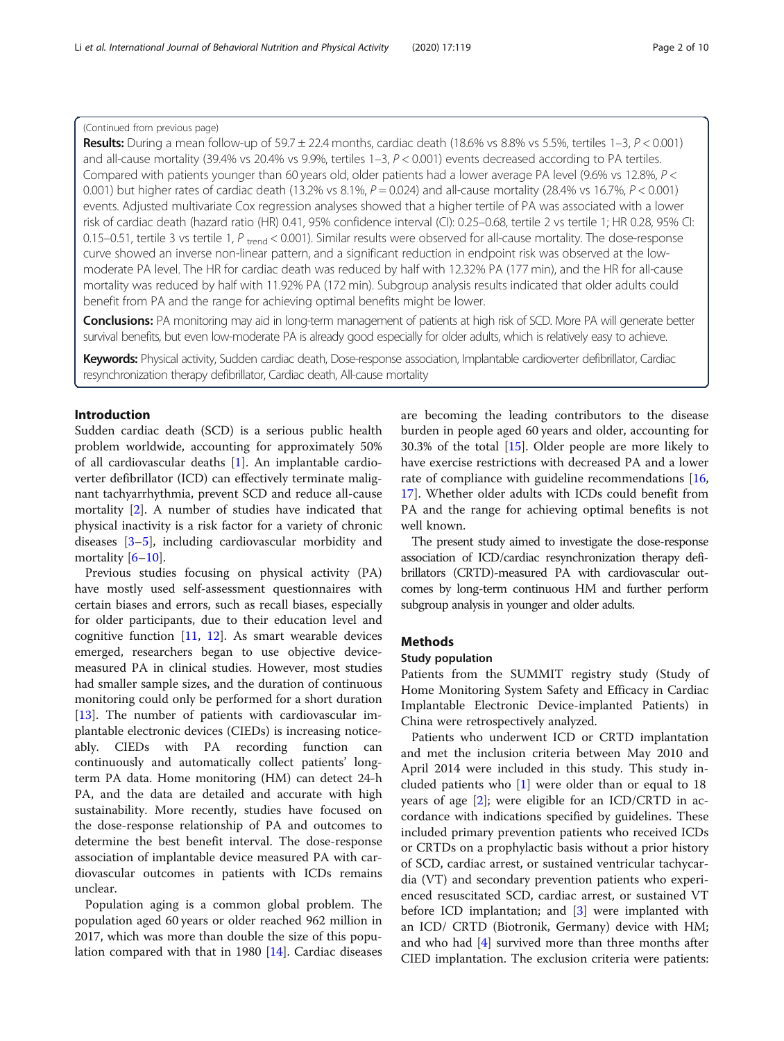(Continued from previous page)

**Results:** During a mean follow-up of 59.7 ± 22.4 months, cardiac death (18.6% vs 8.8% vs 5.5%, tertiles 1–3, $P < 0.001$) and all-cause mortality (39.4% vs 20.4% vs 9.9%, tertiles 1–3, $P < 0.001$) events decreased according to PA tertiles. Compared with patients younger than 60 years old, older patients had a lower average PA level (9.6% vs 12.8%, $P < 0.001$) but higher rates of cardiac death (13.2% vs 8.1%, $P = 0.024$) and all-cause mortality (28.4% vs 16.7%, $P < 0.001$) events. Adjusted multivariate Cox regression analyses showed that a higher tertile of PA was associated with a lower risk of cardiac death (hazard ratio (HR) 0.41, 95% confidence interval (CI): 0.25–0.68, tertile 2 vs tertile 1; HR 0.28, 95% CI: 0.15–0.51, tertile 3 vs tertile 1, $P_{trend} < 0.001$). Similar results were observed for all-cause mortality. The dose-response curve showed an inverse non-linear pattern, and a significant reduction in endpoint risk was observed at the low-moderate PA level. The HR for cardiac death was reduced by half with 12.32% PA (177 min), and the HR for all-cause mortality was reduced by half with 11.92% PA (172 min). Subgroup analysis results indicated that older adults could benefit from PA and the range for achieving optimal benefits might be lower.

**Conclusions:** PA monitoring may aid in long-term management of patients at high risk of SCD. More PA will generate better survival benefits, but even low-moderate PA is already good especially for older adults, which is relatively easy to achieve.

**Keywords:** Physical activity, Sudden cardiac death, Dose-response association, Implantable cardioverter defibrillator, Cardiac resynchronization therapy defibrillator, Cardiac death, All-cause mortality

## Introduction

Sudden cardiac death (SCD) is a serious public health problem worldwide, accounting for approximately 50% of all cardiovascular deaths [1]. An implantable cardioverter defibrillator (ICD) can effectively terminate malignant tachyarrhythmia, prevent SCD and reduce all-cause mortality [2]. A number of studies have indicated that physical inactivity is a risk factor for a variety of chronic diseases [3–5], including cardiovascular morbidity and mortality [6–10].

Previous studies focusing on physical activity (PA) have mostly used self-assessment questionnaires with certain biases and errors, such as recall biases, especially for older participants, due to their education level and cognitive function [11, 12]. As smart wearable devices emerged, researchers began to use objective device-measured PA in clinical studies. However, most studies had smaller sample sizes, and the duration of continuous monitoring could only be performed for a short duration [13]. The number of patients with cardiovascular implantable electronic devices (CIEDs) is increasing noticeably. CIEDs with PA recording function can continuously and automatically collect patients' long-term PA data. Home monitoring (HM) can detect 24-h PA, and the data are detailed and accurate with high sustainability. More recently, studies have focused on the dose-response relationship of PA and outcomes to determine the best benefit interval. The dose-response association of implantable device measured PA with cardiovascular outcomes in patients with ICDs remains unclear.

Population aging is a common global problem. The population aged 60 years or older reached 962 million in 2017, which was more than double the size of this population compared with that in 1980 [14]. Cardiac diseases are becoming the leading contributors to the disease burden in people aged 60 years and older, accounting for 30.3% of the total [15]. Older people are more likely to have exercise restrictions with decreased PA and a lower rate of compliance with guideline recommendations [16, 17]. Whether older adults with ICDs could benefit from PA and the range for achieving optimal benefits is not well known.

The present study aimed to investigate the dose-response association of ICD/cardiac resynchronization therapy defibrillators (CRTD)-measured PA with cardiovascular outcomes by long-term continuous HM and further perform subgroup analysis in younger and older adults.

## Methods

### Study population

Patients from the SUMMIT registry study (Study of Home Monitoring System Safety and Efficacy in Cardiac Implantable Electronic Device-implanted Patients) in China were retrospectively analyzed.

Patients who underwent ICD or CRTD implantation and met the inclusion criteria between May 2010 and April 2014 were included in this study. This study included patients who [1] were older than or equal to 18 years of age [2]; were eligible for an ICD/CRTD in accordance with indications specified by guidelines. These included primary prevention patients who received ICDs or CRTDs on a prophylactic basis without a prior history of SCD, cardiac arrest, or sustained ventricular tachycardia (VT) and secondary prevention patients who experienced resuscitated SCD, cardiac arrest, or sustained VT before ICD implantation; and [3] were implanted with an ICD/ CRTD (Biotronik, Germany) device with HM; and who had [4] survived more than three months after CIED implantation. The exclusion criteria were patients: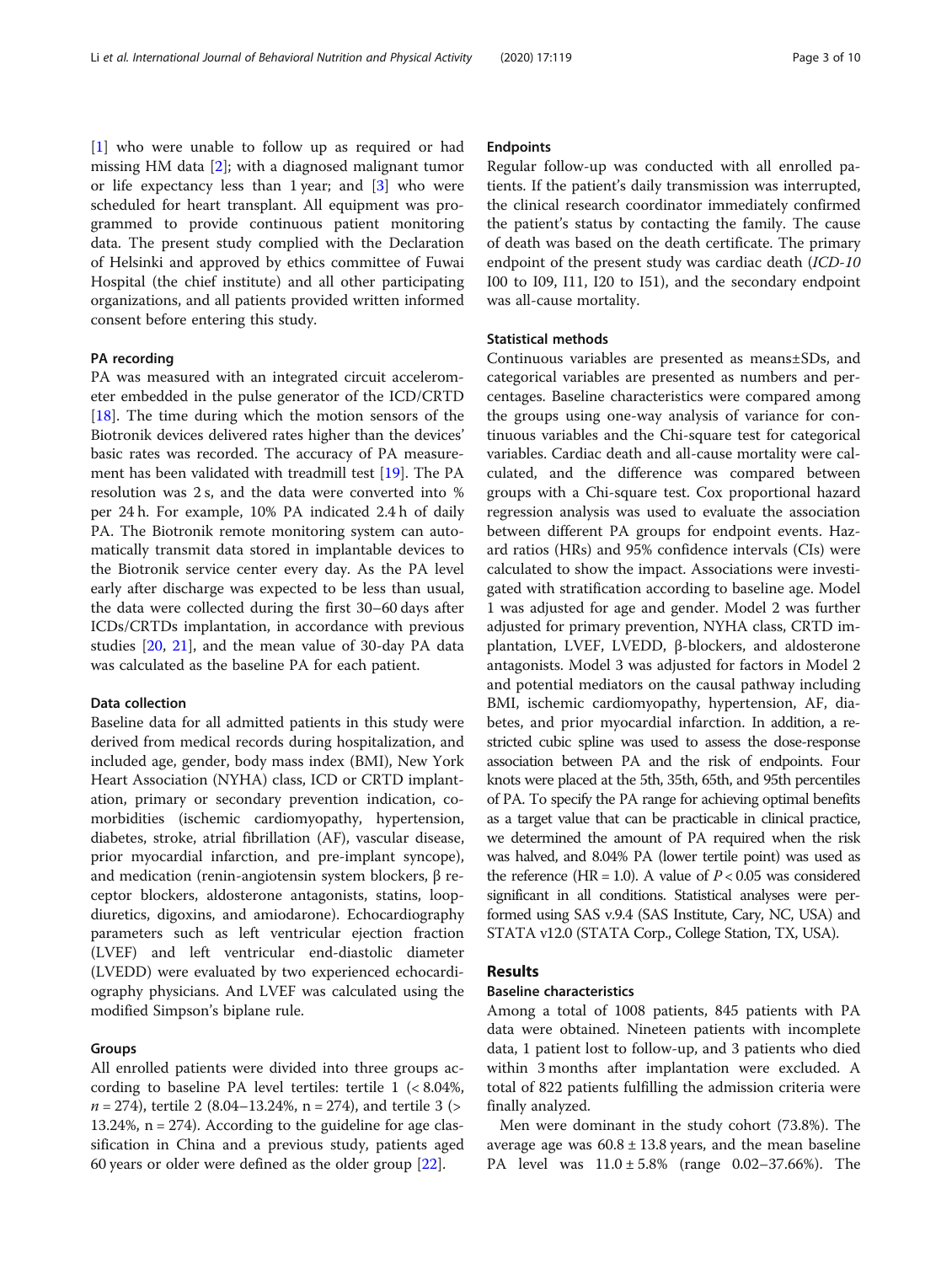[1] who were unable to follow up as required or had missing HM data [2]; with a diagnosed malignant tumor or life expectancy less than 1 year; and [3] who were scheduled for heart transplant. All equipment was programmed to provide continuous patient monitoring data. The present study complied with the Declaration of Helsinki and approved by ethics committee of Fuwai Hospital (the chief institute) and all other participating organizations, and all patients provided written informed consent before entering this study.

### PA recording

PA was measured with an integrated circuit accelerometer embedded in the pulse generator of the ICD/CRTD [18]. The time during which the motion sensors of the Biotronik devices delivered rates higher than the devices' basic rates was recorded. The accuracy of PA measurement has been validated with treadmill test [19]. The PA resolution was 2 s, and the data were converted into % per 24 h. For example, 10% PA indicated 2.4 h of daily PA. The Biotronik remote monitoring system can automatically transmit data stored in implantable devices to the Biotronik service center every day. As the PA level early after discharge was expected to be less than usual, the data were collected during the first 30–60 days after ICDs/CRTDs implantation, in accordance with previous studies [20, 21], and the mean value of 30-day PA data was calculated as the baseline PA for each patient.

### Data collection

Baseline data for all admitted patients in this study were derived from medical records during hospitalization, and included age, gender, body mass index (BMI), New York Heart Association (NYHA) class, ICD or CRTD implantation, primary or secondary prevention indication, comorbidities (ischemic cardiomyopathy, hypertension, diabetes, stroke, atrial fibrillation (AF), vascular disease, prior myocardial infarction, and pre-implant syncope), and medication (renin-angiotensin system blockers, β receptor blockers, aldosterone antagonists, statins, loop-diuretics, digoxins, and amiodarone). Echocardiography parameters such as left ventricular ejection fraction (LVEF) and left ventricular end-diastolic diameter (LVEDD) were evaluated by two experienced echocardiography physicians. And LVEF was calculated using the modified Simpson's biplane rule.

### Groups

All enrolled patients were divided into three groups according to baseline PA level tertiles: tertile 1 (< 8.04%, $n = 274$), tertile 2 (8.04–13.24%, n = 274), and tertile 3 (> 13.24%, n = 274). According to the guideline for age classification in China and a previous study, patients aged 60 years or older were defined as the older group [22].

### Endpoints

Regular follow-up was conducted with all enrolled patients. If the patient's daily transmission was interrupted, the clinical research coordinator immediately confirmed the patient's status by contacting the family. The cause of death was based on the death certificate. The primary endpoint of the present study was cardiac death (*ICD-10* I00 to I09, I11, I20 to I51), and the secondary endpoint was all-cause mortality.

### Statistical methods

Continuous variables are presented as means±SDs, and categorical variables are presented as numbers and percentages. Baseline characteristics were compared among the groups using one-way analysis of variance for continuous variables and the Chi-square test for categorical variables. Cardiac death and all-cause mortality were calculated, and the difference was compared between groups with a Chi-square test. Cox proportional hazard regression analysis was used to evaluate the association between different PA groups for endpoint events. Hazard ratios (HRs) and 95% confidence intervals (CIs) were calculated to show the impact. Associations were investigated with stratification according to baseline age. Model 1 was adjusted for age and gender. Model 2 was further adjusted for primary prevention, NYHA class, CRTD implantation, LVEF, LVEDD, β-blockers, and aldosterone antagonists. Model 3 was adjusted for factors in Model 2 and potential mediators on the causal pathway including BMI, ischemic cardiomyopathy, hypertension, AF, diabetes, and prior myocardial infarction. In addition, a restricted cubic spline was used to assess the dose-response association between PA and the risk of endpoints. Four knots were placed at the 5th, 35th, 65th, and 95th percentiles of PA. To specify the PA range for achieving optimal benefits as a target value that can be practicable in clinical practice, we determined the amount of PA required when the risk was halved, and 8.04% PA (lower tertile point) was used as the reference (HR = 1.0). A value of $P < 0.05$ was considered significant in all conditions. Statistical analyses were performed using SAS v.9.4 (SAS Institute, Cary, NC, USA) and STATA v12.0 (STATA Corp., College Station, TX, USA).

## Results

### Baseline characteristics

Among a total of 1008 patients, 845 patients with PA data were obtained. Nineteen patients with incomplete data, 1 patient lost to follow-up, and 3 patients who died within 3 months after implantation were excluded. A total of 822 patients fulfilling the admission criteria were finally analyzed.

Men were dominant in the study cohort (73.8%). The average age was 60.8 ± 13.8 years, and the mean baseline PA level was 11.0 ± 5.8% (range 0.02–37.66%). The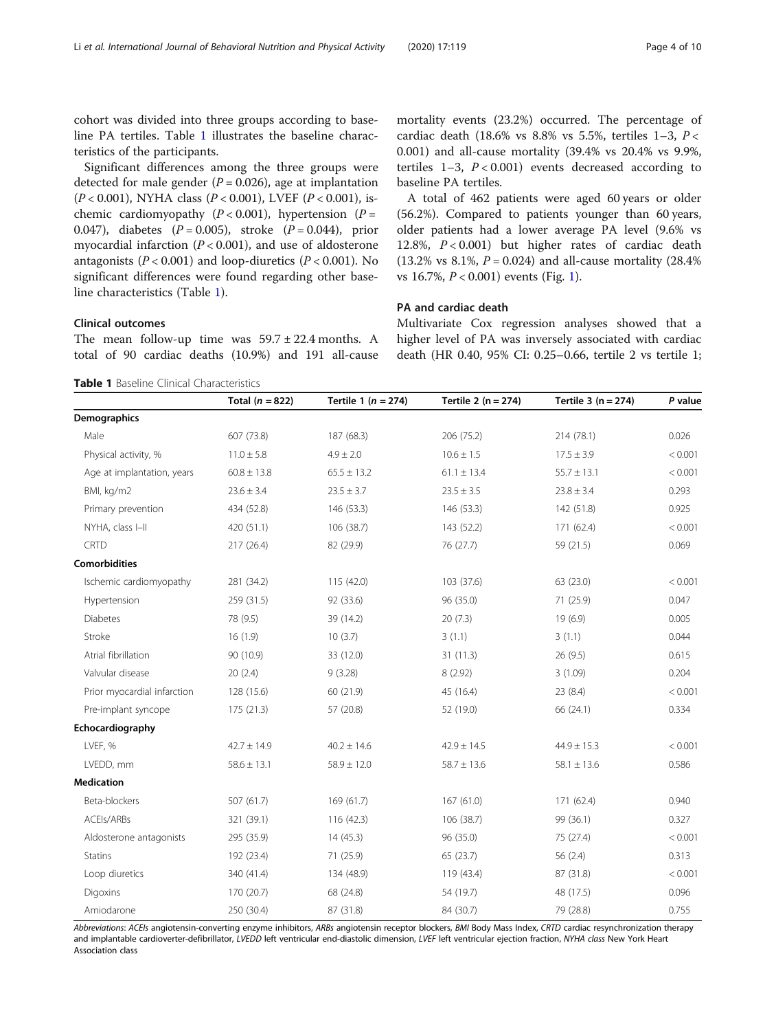cohort was divided into three groups according to baseline PA tertiles. Table 1 illustrates the baseline characteristics of the participants.

Significant differences among the three groups were detected for male gender ($P = 0.026$), age at implantation ($P < 0.001$), NYHA class ($P < 0.001$), LVEF ($P < 0.001$), ischemic cardiomyopathy ($P < 0.001$), hypertension ($P = 0.047$), diabetes ($P = 0.005$), stroke ($P = 0.044$), prior myocardial infarction ($P < 0.001$), and use of aldosterone antagonists ($P < 0.001$) and loop-diuretics ($P < 0.001$). No significant differences were found regarding other baseline characteristics (Table 1).

### Clinical outcomes

The mean follow-up time was $59.7 \pm 22.4$ months. A total of 90 cardiac deaths (10.9%) and 191 all-cause mortality events (23.2%) occurred. The percentage of cardiac death (18.6% vs 8.8% vs 5.5%, tertiles 1–3, $P < 0.001$) and all-cause mortality (39.4% vs 20.4% vs 9.9%, tertiles 1–3, $P < 0.001$) events decreased according to baseline PA tertiles.

A total of 462 patients were aged 60 years or older (56.2%). Compared to patients younger than 60 years, older patients had a lower average PA level (9.6% vs 12.8%, $P < 0.001$) but higher rates of cardiac death (13.2% vs 8.1%, $P = 0.024$) and all-cause mortality (28.4% vs 16.7%, $P < 0.001$) events (Fig. 1).

### PA and cardiac death

Multivariate Cox regression analyses showed that a higher level of PA was inversely associated with cardiac death (HR 0.40, 95% CI: 0.25–0.66, tertile 2 vs tertile 1;

**Table 1** Baseline Clinical Characteristics

| | Total ($n = 822$) | Tertile 1 ($n = 274$) | Tertile 2 (n = 274) | Tertile 3 (n = 274) | *P* value |
|---|---|---|---|---|---|
| **Demographics** | | | | | |
| Male | 607 (73.8) | 187 (68.3) | 206 (75.2) | 214 (78.1) | 0.026 |
| Physical activity, % | 11.0 ± 5.8 | 4.9 ± 2.0 | 10.6 ± 1.5 | 17.5 ± 3.9 | < 0.001 |
| Age at implantation, years | 60.8 ± 13.8 | 65.5 ± 13.2 | 61.1 ± 13.4 | 55.7 ± 13.1 | < 0.001 |
| BMI, kg/m2 | 23.6 ± 3.4 | 23.5 ± 3.7 | 23.5 ± 3.5 | 23.8 ± 3.4 | 0.293 |
| Primary prevention | 434 (52.8) | 146 (53.3) | 146 (53.3) | 142 (51.8) | 0.925 |
| NYHA, class I–II | 420 (51.1) | 106 (38.7) | 143 (52.2) | 171 (62.4) | < 0.001 |
| CRTD | 217 (26.4) | 82 (29.9) | 76 (27.7) | 59 (21.5) | 0.069 |
| **Comorbidities** | | | | | |
| Ischemic cardiomyopathy | 281 (34.2) | 115 (42.0) | 103 (37.6) | 63 (23.0) | < 0.001 |
| Hypertension | 259 (31.5) | 92 (33.6) | 96 (35.0) | 71 (25.9) | 0.047 |
| Diabetes | 78 (9.5) | 39 (14.2) | 20 (7.3) | 19 (6.9) | 0.005 |
| Stroke | 16 (1.9) | 10 (3.7) | 3 (1.1) | 3 (1.1) | 0.044 |
| Atrial fibrillation | 90 (10.9) | 33 (12.0) | 31 (11.3) | 26 (9.5) | 0.615 |
| Valvular disease | 20 (2.4) | 9 (3.28) | 8 (2.92) | 3 (1.09) | 0.204 |
| Prior myocardial infarction | 128 (15.6) | 60 (21.9) | 45 (16.4) | 23 (8.4) | < 0.001 |
| Pre-implant syncope | 175 (21.3) | 57 (20.8) | 52 (19.0) | 66 (24.1) | 0.334 |
| **Echocardiography** | | | | | |
| LVEF, % | 42.7 ± 14.9 | 40.2 ± 14.6 | 42.9 ± 14.5 | 44.9 ± 15.3 | < 0.001 |
| LVEDD, mm | 58.6 ± 13.1 | 58.9 ± 12.0 | 58.7 ± 13.6 | 58.1 ± 13.6 | 0.586 |
| **Medication** | | | | | |
| Beta-blockers | 507 (61.7) | 169 (61.7) | 167 (61.0) | 171 (62.4) | 0.940 |
| ACEIs/ARBs | 321 (39.1) | 116 (42.3) | 106 (38.7) | 99 (36.1) | 0.327 |
| Aldosterone antagonists | 295 (35.9) | 14 (45.3) | 96 (35.0) | 75 (27.4) | < 0.001 |
| Statins | 192 (23.4) | 71 (25.9) | 65 (23.7) | 56 (2.4) | 0.313 |
| Loop diuretics | 340 (41.4) | 134 (48.9) | 119 (43.4) | 87 (31.8) | < 0.001 |
| Digoxins | 170 (20.7) | 68 (24.8) | 54 (19.7) | 48 (17.5) | 0.096 |
| Amiodarone | 250 (30.4) | 87 (31.8) | 84 (30.7) | 79 (28.8) | 0.755 |

*Abbreviations*: *ACEIs* angiotensin-converting enzyme inhibitors, *ARBs* angiotensin receptor blockers, *BMI* Body Mass Index, *CRTD* cardiac resynchronization therapy and implantable cardioverter-defibrillator, *LVEDD* left ventricular end-diastolic dimension, *LVEF* left ventricular ejection fraction, *NYHA class* New York Heart Association class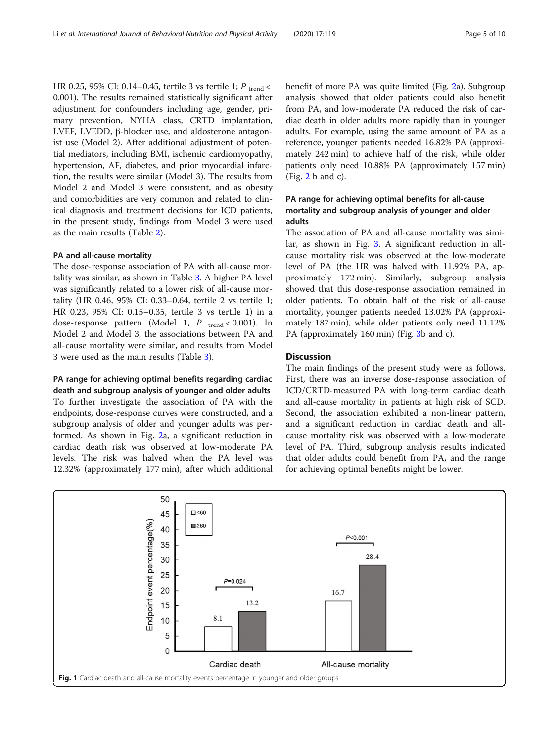HR 0.25, 95% CI: 0.14–0.45, tertile 3 vs tertile 1; $P_{trend} < 0.001$). The results remained statistically significant after adjustment for confounders including age, gender, primary prevention, NYHA class, CRTD implantation, LVEF, LVEDD, β-blocker use, and aldosterone antagonist use (Model 2). After additional adjustment of potential mediators, including BMI, ischemic cardiomyopathy, hypertension, AF, diabetes, and prior myocardial infarction, the results were similar (Model 3). The results from Model 2 and Model 3 were consistent, and as obesity and comorbidities are very common and related to clinical diagnosis and treatment decisions for ICD patients, in the present study, findings from Model 3 were used as the main results (Table 2).

### PA and all-cause mortality

The dose-response association of PA with all-cause mortality was similar, as shown in Table 3. A higher PA level was significantly related to a lower risk of all-cause mortality (HR 0.46, 95% CI: 0.33–0.64, tertile 2 vs tertile 1; HR 0.23, 95% CI: 0.15–0.35, tertile 3 vs tertile 1) in a dose-response pattern (Model 1, $P_{trend} < 0.001$). In Model 2 and Model 3, the associations between PA and all-cause mortality were similar, and results from Model 3 were used as the main results (Table 3).

### PA range for achieving optimal benefits regarding cardiac death and subgroup analysis of younger and older adults

To further investigate the association of PA with the endpoints, dose-response curves were constructed, and a subgroup analysis of older and younger adults was performed. As shown in Fig. 2a, a significant reduction in cardiac death risk was observed at low-moderate PA levels. The risk was halved when the PA level was 12.32% (approximately 177 min), after which additional benefit of more PA was quite limited (Fig. 2a). Subgroup analysis showed that older patients could also benefit from PA, and low-moderate PA reduced the risk of cardiac death in older adults more rapidly than in younger adults. For example, using the same amount of PA as a reference, younger patients needed 16.82% PA (approximately 242 min) to achieve half of the risk, while older patients only need 10.88% PA (approximately 157 min) (Fig. 2 b and c).

### PA range for achieving optimal benefits for all-cause mortality and subgroup analysis of younger and older adults

The association of PA and all-cause mortality was similar, as shown in Fig. 3. A significant reduction in all-cause mortality risk was observed at the low-moderate level of PA (the HR was halved with 11.92% PA, approximately 172 min). Similarly, subgroup analysis showed that this dose-response association remained in older patients. To obtain half of the risk of all-cause mortality, younger patients needed 13.02% PA (approximately 187 min), while older patients only need 11.12% PA (approximately 160 min) (Fig. 3b and c).

## Discussion

The main findings of the present study were as follows. First, there was an inverse dose-response association of ICD/CRTD-measured PA with long-term cardiac death and all-cause mortality in patients at high risk of SCD. Second, the association exhibited a non-linear pattern, and a significant reduction in cardiac death and all-cause mortality risk was observed with a low-moderate level of PA. Third, subgroup analysis results indicated that older adults could benefit from PA, and the range for achieving optimal benefits might be lower.

**Fig. 1** Cardiac death and all-cause mortality events percentage in younger and older groups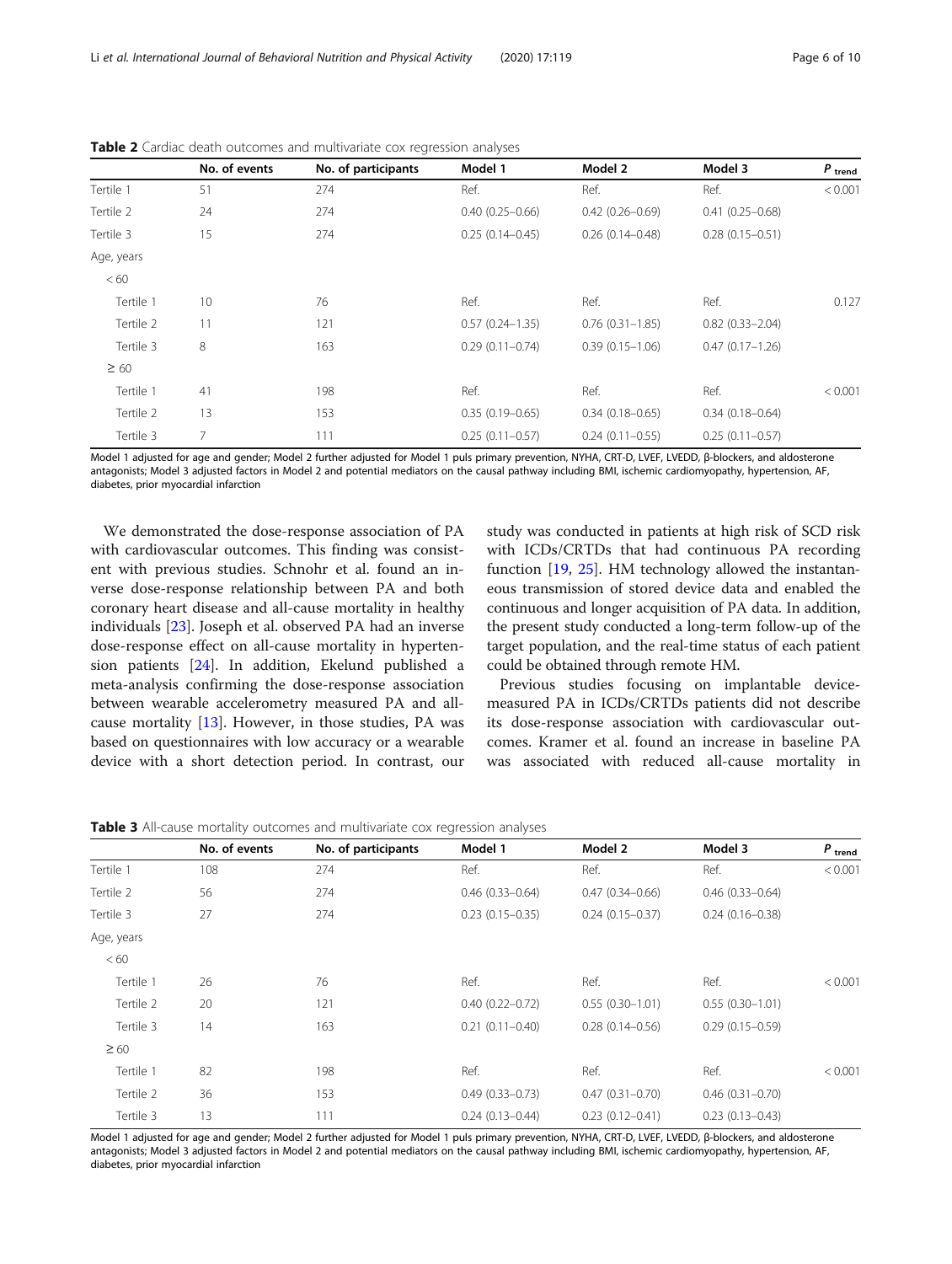**Table 2** Cardiac death outcomes and multivariate cox regression analyses

| | No. of events | No. of participants | Model 1 | Model 2 | Model 3 | $P_{trend}$ |
|---|---|---|---|---|---|---|
| Tertile 1 | 51 | 274 | Ref. | Ref. | Ref. | < 0.001 |
| Tertile 2 | 24 | 274 | 0.40 (0.25–0.66) | 0.42 (0.26–0.69) | 0.41 (0.25–0.68) | |
| Tertile 3 | 15 | 274 | 0.25 (0.14–0.45) | 0.26 (0.14–0.48) | 0.28 (0.15–0.51) | |
| Age, years | | | | | | |
| < 60 | | | | | | |
| Tertile 1 | 10 | 76 | Ref. | Ref. | Ref. | 0.127 |
| Tertile 2 | 11 | 121 | 0.57 (0.24–1.35) | 0.76 (0.31–1.85) | 0.82 (0.33–2.04) | |
| Tertile 3 | 8 | 163 | 0.29 (0.11–0.74) | 0.39 (0.15–1.06) | 0.47 (0.17–1.26) | |
| ≥ 60 | | | | | | |
| Tertile 1 | 41 | 198 | Ref. | Ref. | Ref. | < 0.001 |
| Tertile 2 | 13 | 153 | 0.35 (0.19–0.65) | 0.34 (0.18–0.65) | 0.34 (0.18–0.64) | |
| Tertile 3 | 7 | 111 | 0.25 (0.11–0.57) | 0.24 (0.11–0.55) | 0.25 (0.11–0.57) | |

Model 1 adjusted for age and gender; Model 2 further adjusted for Model 1 puls primary prevention, NYHA, CRT-D, LVEF, LVEDD, β-blockers, and aldosterone antagonists; Model 3 adjusted factors in Model 2 and potential mediators on the causal pathway including BMI, ischemic cardiomyopathy, hypertension, AF, diabetes, prior myocardial infarction

We demonstrated the dose-response association of PA with cardiovascular outcomes. This finding was consistent with previous studies. Schnohr et al. found an inverse dose-response relationship between PA and both coronary heart disease and all-cause mortality in healthy individuals [23]. Joseph et al. observed PA had an inverse dose-response effect on all-cause mortality in hypertension patients [24]. In addition, Ekelund published a meta-analysis confirming the dose-response association between wearable accelerometry measured PA and all-cause mortality [13]. However, in those studies, PA was based on questionnaires with low accuracy or a wearable device with a short detection period. In contrast, our study was conducted in patients at high risk of SCD risk with ICDs/CRTDs that had continuous PA recording function [19, 25]. HM technology allowed the instantaneous transmission of stored device data and enabled the continuous and longer acquisition of PA data. In addition, the present study conducted a long-term follow-up of the target population, and the real-time status of each patient could be obtained through remote HM.

Previous studies focusing on implantable device-measured PA in ICDs/CRTDs patients did not describe its dose-response association with cardiovascular outcomes. Kramer et al. found an increase in baseline PA was associated with reduced all-cause mortality in

**Table 3** All-cause mortality outcomes and multivariate cox regression analyses

| | No. of events | No. of participants | Model 1 | Model 2 | Model 3 | $P_{trend}$ |
|---|---|---|---|---|---|---|
| Tertile 1 | 108 | 274 | Ref. | Ref. | Ref. | < 0.001 |
| Tertile 2 | 56 | 274 | 0.46 (0.33–0.64) | 0.47 (0.34–0.66) | 0.46 (0.33–0.64) | |
| Tertile 3 | 27 | 274 | 0.23 (0.15–0.35) | 0.24 (0.15–0.37) | 0.24 (0.16–0.38) | |
| Age, years | | | | | | |
| < 60 | | | | | | |
| Tertile 1 | 26 | 76 | Ref. | Ref. | Ref. | < 0.001 |
| Tertile 2 | 20 | 121 | 0.40 (0.22–0.72) | 0.55 (0.30–1.01) | 0.55 (0.30–1.01) | |
| Tertile 3 | 14 | 163 | 0.21 (0.11–0.40) | 0.28 (0.14–0.56) | 0.29 (0.15–0.59) | |
| ≥ 60 | | | | | | |
| Tertile 1 | 82 | 198 | Ref. | Ref. | Ref. | < 0.001 |
| Tertile 2 | 36 | 153 | 0.49 (0.33–0.73) | 0.47 (0.31–0.70) | 0.46 (0.31–0.70) | |
| Tertile 3 | 13 | 111 | 0.24 (0.13–0.44) | 0.23 (0.12–0.41) | 0.23 (0.13–0.43) | |

Model 1 adjusted for age and gender; Model 2 further adjusted for Model 1 puls primary prevention, NYHA, CRT-D, LVEF, LVEDD, β-blockers, and aldosterone antagonists; Model 3 adjusted factors in Model 2 and potential mediators on the causal pathway including BMI, ischemic cardiomyopathy, hypertension, AF, diabetes, prior myocardial infarction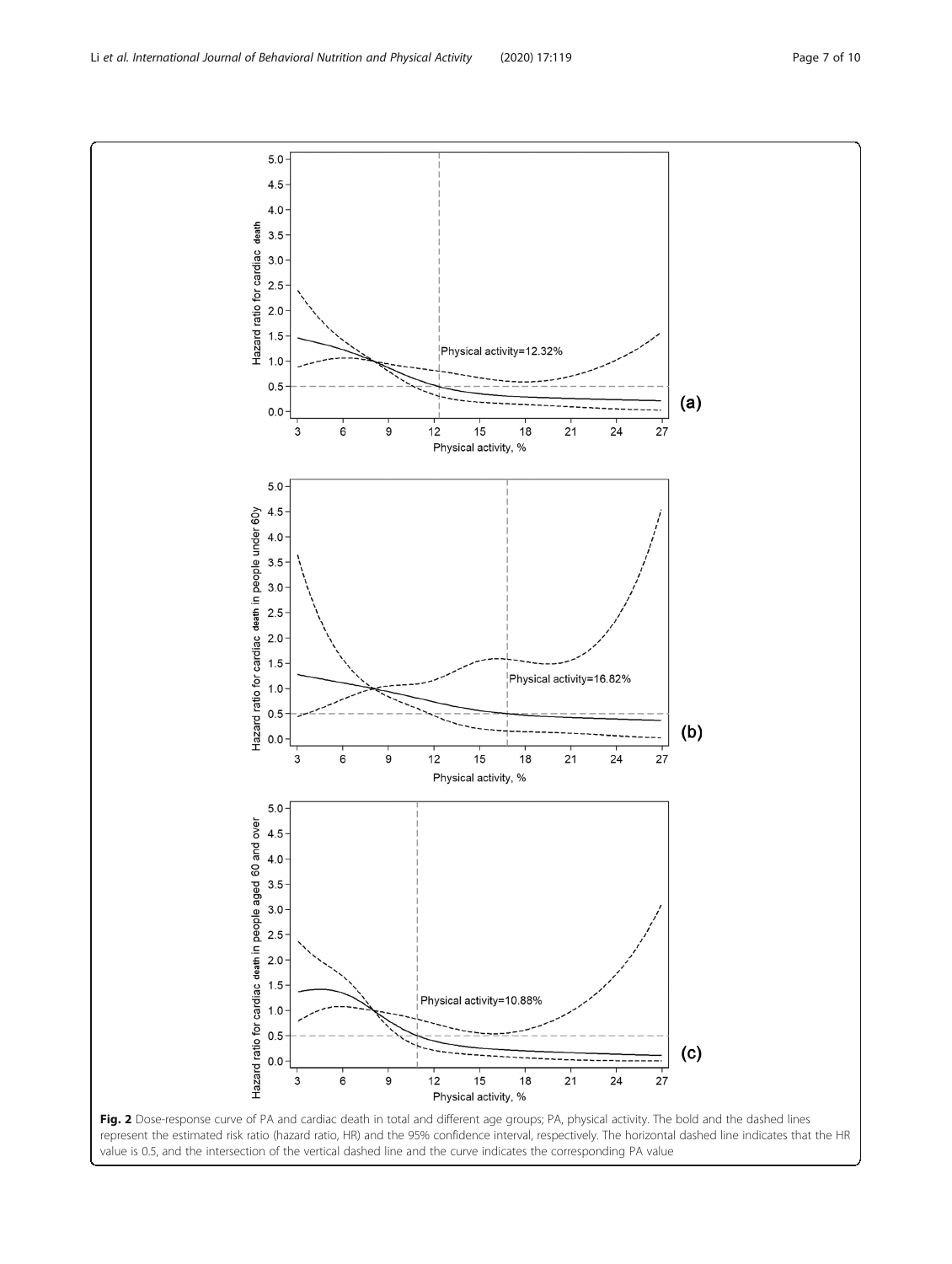Fig. 2 Dose-response curve of PA and cardiac death in total and different age groups; PA, physical activity. The bold and the dashed lines represent the estimated risk ratio (hazard ratio, HR) and the 95% confidence interval, respectively. The horizontal dashed line indicates that the HR value is 0.5, and the intersection of the vertical dashed line and the curve indicates the corresponding PA value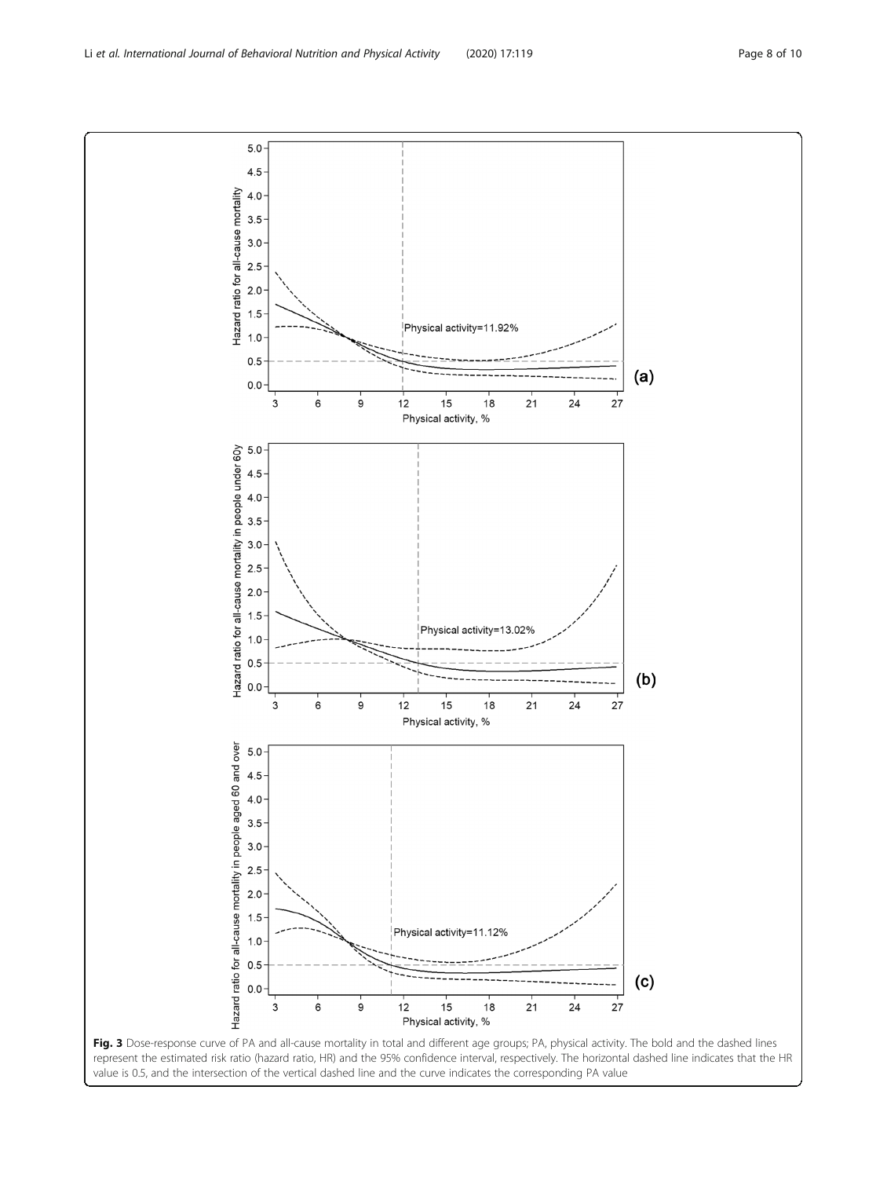**Fig. 3** Dose-response curve of PA and all-cause mortality in total and different age groups; PA, physical activity. The bold and the dashed lines represent the estimated risk ratio (hazard ratio, HR) and the 95% confidence interval, respectively. The horizontal dashed line indicates that the HR value is 0.5, and the intersection of the vertical dashed line and the curve indicates the corresponding PA value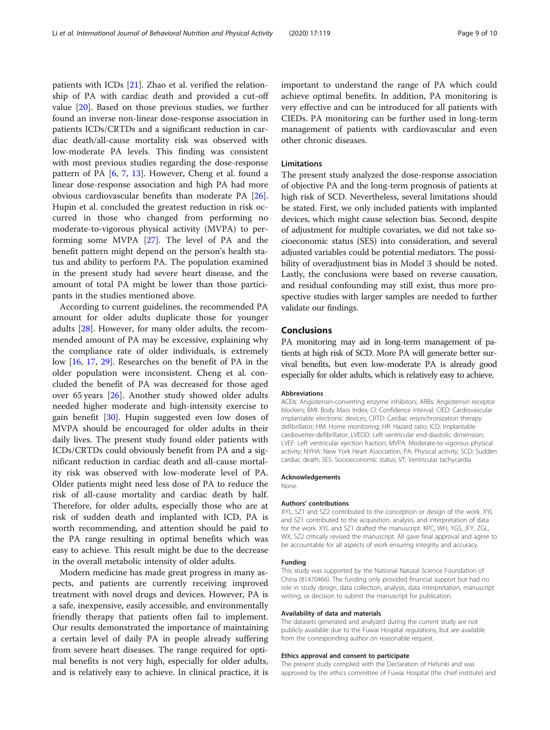patients with ICDs [21]. Zhao et al. verified the relationship of PA with cardiac death and provided a cut-off value [20]. Based on those previous studies, we further found an inverse non-linear dose-response association in patients ICDs/CRTDs and a significant reduction in cardiac death/all-cause mortality risk was observed with low-moderate PA levels. This finding was consistent with most previous studies regarding the dose-response pattern of PA [6, 7, 13]. However, Cheng et al. found a linear dose-response association and high PA had more obvious cardiovascular benefits than moderate PA [26]. Hupin et al. concluded the greatest reduction in risk occurred in those who changed from performing no moderate-to-vigorous physical activity (MVPA) to performing some MVPA [27]. The level of PA and the benefit pattern might depend on the person's health status and ability to perform PA. The population examined in the present study had severe heart disease, and the amount of total PA might be lower than those participants in the studies mentioned above.

According to current guidelines, the recommended PA amount for older adults duplicate those for younger adults [28]. However, for many older adults, the recommended amount of PA may be excessive, explaining why the compliance rate of older individuals, is extremely low [16, 17, 29]. Researches on the benefit of PA in the older population were inconsistent. Cheng et al. concluded the benefit of PA was decreased for those aged over 65 years [26]. Another study showed older adults needed higher moderate and high-intensity exercise to gain benefit [30]. Hupin suggested even low doses of MVPA should be encouraged for older adults in their daily lives. The present study found older patients with ICDs/CRTDs could obviously benefit from PA and a significant reduction in cardiac death and all-cause mortality risk was observed with low-moderate level of PA. Older patients might need less dose of PA to reduce the risk of all-cause mortality and cardiac death by half. Therefore, for older adults, especially those who are at risk of sudden death and implanted with ICD, PA is worth recommending, and attention should be paid to the PA range resulting in optimal benefits which was easy to achieve. This result might be due to the decrease in the overall metabolic intensity of older adults.

Modern medicine has made great progress in many aspects, and patients are currently receiving improved treatment with novel drugs and devices. However, PA is a safe, inexpensive, easily accessible, and environmentally friendly therapy that patients often fail to implement. Our results demonstrated the importance of maintaining a certain level of daily PA in people already suffering from severe heart diseases. The range required for optimal benefits is not very high, especially for older adults, and is relatively easy to achieve. In clinical practice, it is important to understand the range of PA which could achieve optimal benefits. In addition, PA monitoring is very effective and can be introduced for all patients with CIEDs. PA monitoring can be further used in long-term management of patients with cardiovascular and even other chronic diseases.

### Limitations

The present study analyzed the dose-response association of objective PA and the long-term prognosis of patients at high risk of SCD. Nevertheless, several limitations should be stated. First, we only included patients with implanted devices, which might cause selection bias. Second, despite of adjustment for multiple covariates, we did not take socioeconomic status (SES) into consideration, and several adjusted variables could be potential mediators. The possibility of overadjustment bias in Model 3 should be noted. Lastly, the conclusions were based on reverse causation, and residual confounding may still exist, thus more prospective studies with larger samples are needed to further validate our findings.

## Conclusions

PA monitoring may aid in long-term management of patients at high risk of SCD. More PA will generate better survival benefits, but even low-moderate PA is already good especially for older adults, which is relatively easy to achieve.

#### Abbreviations

ACEIs: Angiotensin-converting enzyme inhibitors; ARBs: Angiotensin receptor blockers; BMI: Body Mass Index; CI: Confidence interval; CIED: Cardiovascular implantable electronic devices; CRTD: Cardiac resynchronization therapy defibrillator; HM: Home monitoring; HR: Hazard ratio; ICD: Implantable cardioverter-defibrillator; LVEDD: Left ventricular end-diastolic dimension; LVEF: Left ventricular ejection fraction; MVPA: Moderate-to-vigorous physical activity; NYHA: New York Heart Association; PA: Physical activity; SCD: Sudden cardiac death; SES: Socioeconomic status; VT: Ventricular tachycardia

#### Acknowledgements

None.

#### Authors' contributions

XYL, SZ1 and SZ2 contributed to the conception or design of the work. XYL and SZ1 contributed to the acquisition, analysis, and interpretation of data for the work. XYL and SZ1 drafted the manuscript. KPC, WH, YGS, JFY, ZGL, WX, SZ2 critically revised the manuscript. All gave final approval and agree to be accountable for all aspects of work ensuring integrity and accuracy.

#### Funding

This study was supported by the National Natural Science Foundation of China (81470466). The funding only provided financial support but had no role in study design, data collection, analysis, data interpretation, manuscript writing, or decision to submit the manuscript for publication.

#### Availability of data and materials

The datasets generated and analyzed during the current study are not publicly available due to the Fuwai Hospital regulations, but are available from the corresponding author on reasonable request.

#### Ethics approval and consent to participate

The present study complied with the Declaration of Helsinki and was approved by the ethics committee of Fuwai Hospital (the chief institute) and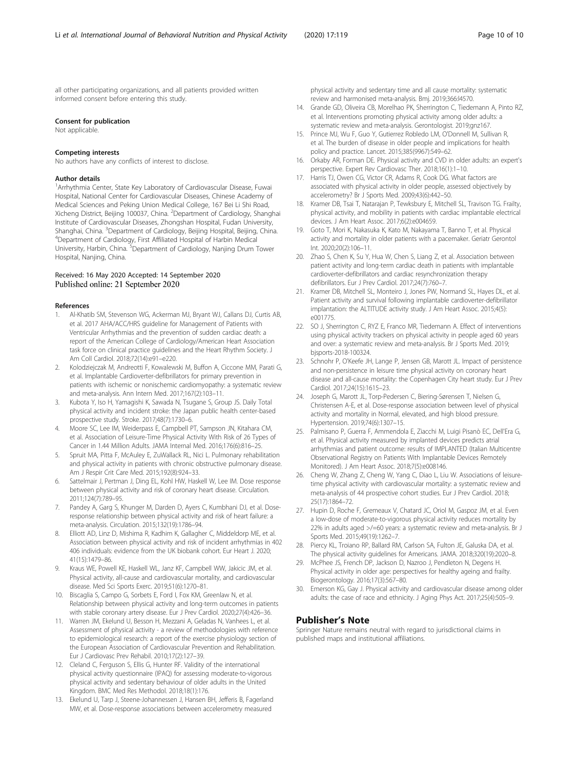all other participating organizations, and all patients provided written informed consent before entering this study.

#### Consent for publication

Not applicable.

#### Competing interests

No authors have any conflicts of interest to disclose.

#### Author details

[1]Arrhythmia Center, State Key Laboratory of Cardiovascular Disease, Fuwai Hospital, National Center for Cardiovascular Diseases, Chinese Academy of Medical Sciences and Peking Union Medical College, 167 Bei Li Shi Road, Xicheng District, Beijing 100037, China. [2]Department of Cardiology, Shanghai Institute of Cardiovascular Diseases, Zhongshan Hospital, Fudan University, Shanghai, China. [3]Department of Cardiology, Beijing Hospital, Beijing, China. [4]Department of Cardiology, First Affiliated Hospital of Harbin Medical University, Harbin, China. [5]Department of Cardiology, Nanjing Drum Tower Hospital, Nanjing, China.

Received: 16 May 2020 Accepted: 14 September 2020
Published online: 21 September 2020

#### References

1. Al-Khatib SM, Stevenson WG, Ackerman MJ, Bryant WJ, Callans DJ, Curtis AB, et al. 2017 AHA/ACC/HRS guideline for Management of Patients with Ventricular Arrhythmias and the prevention of sudden cardiac death: a report of the American College of Cardiology/American Heart Association task force on clinical practice guidelines and the Heart Rhythm Society. J Am Coll Cardiol. 2018;72(14):e91–e220.
2. Kolodziejczak M, Andreotti F, Kowalewski M, Buffon A, Ciccone MM, Parati G, et al. Implantable Cardioverter-defibrillators for primary prevention in patients with ischemic or nonischemic cardiomyopathy: a systematic review and meta-analysis. Ann Intern Med. 2017;167(2):103–11.
3. Kubota Y, Iso H, Yamagishi K, Sawada N, Tsugane S, Group JS. Daily Total physical activity and incident stroke: the Japan public health center-based prospective study. Stroke. 2017;48(7):1730–6.
4. Moore SC, Lee IM, Weiderpass E, Campbell PT, Sampson JN, Kitahara CM, et al. Association of Leisure-Time Physical Activity With Risk of 26 Types of Cancer in 1.44 Million Adults. JAMA Internal Med. 2016;176(6):816–25.
5. Spruit MA, Pitta F, McAuley E, ZuWallack RL, Nici L. Pulmonary rehabilitation and physical activity in patients with chronic obstructive pulmonary disease. Am J Respir Crit Care Med. 2015;192(8):924–33.
6. Sattelmair J, Pertman J, Ding EL, Kohl HW, Haskell W, Lee IM. Dose response between physical activity and risk of coronary heart disease. Circulation. 2011;124(7):789–95.
7. Pandey A, Garg S, Khunger M, Darden D, Ayers C, Kumbhani DJ, et al. Dose-response relationship between physical activity and risk of heart failure: a meta-analysis. Circulation. 2015;132(19):1786–94.
8. Elliott AD, Linz D, Mishima R, Kadhim K, Gallagher C, Middeldorp ME, et al. Association between physical activity and risk of incident arrhythmias in 402 406 individuals: evidence from the UK biobank cohort. Eur Heart J. 2020; 41(15):1479–86.
9. Kraus WE, Powell KE, Haskell WL, Janz KF, Campbell WW, Jakicic JM, et al. Physical activity, all-cause and cardiovascular mortality, and cardiovascular disease. Med Sci Sports Exerc. 2019;51(6):1270–81.
10. Biscaglia S, Campo G, Sorbets E, Ford I, Fox KM, Greenlaw N, et al. Relationship between physical activity and long-term outcomes in patients with stable coronary artery disease. Eur J Prev Cardiol. 2020;27(4):426–36.
11. Warren JM, Ekelund U, Besson H, Mezzani A, Geladas N, Vanhees L, et al. Assessment of physical activity - a review of methodologies with reference to epidemiological research: a report of the exercise physiology section of the European Association of Cardiovascular Prevention and Rehabilitation. Eur J Cardiovasc Prev Rehabil. 2010;17(2):127–39.
12. Cleland C, Ferguson S, Ellis G, Hunter RF. Validity of the international physical activity questionnaire (IPAQ) for assessing moderate-to-vigorous physical activity and sedentary behaviour of older adults in the United Kingdom. BMC Med Res Methodol. 2018;18(1):176.
13. Ekelund U, Tarp J, Steene-Johannessen J, Hansen BH, Jefferis B, Fagerland MW, et al. Dose-response associations between accelerometry measured physical activity and sedentary time and all cause mortality: systematic review and harmonised meta-analysis. Bmj. 2019;366:l4570.
14. Grande GD, Oliveira CB, Morelhao PK, Sherrington C, Tiedemann A, Pinto RZ, et al. Interventions promoting physical activity among older adults: a systematic review and meta-analysis. Gerontologist. 2019;gnz167.
15. Prince MJ, Wu F, Guo Y, Gutierrez Robledo LM, O'Donnell M, Sullivan R, et al. The burden of disease in older people and implications for health policy and practice. Lancet. 2015;385(9967):549–62.
16. Orkaby AR, Forman DE. Physical activity and CVD in older adults: an expert's perspective. Expert Rev Cardiovasc Ther. 2018;16(1):1–10.
17. Harris TJ, Owen CG, Victor CR, Adams R, Cook DG. What factors are associated with physical activity in older people, assessed objectively by accelerometry? Br J Sports Med. 2009;43(6):442–50.
18. Kramer DB, Tsai T, Natarajan P, Tewksbury E, Mitchell SL, Travison TG. Frailty, physical activity, and mobility in patients with cardiac implantable electrical devices. J Am Heart Assoc. 2017;6(2):e004659.
19. Goto T, Mori K, Nakasuka K, Kato M, Nakayama T, Banno T, et al. Physical activity and mortality in older patients with a pacemaker. Geriatr Gerontol Int. 2020;20(2):106–11.
20. Zhao S, Chen K, Su Y, Hua W, Chen S, Liang Z, et al. Association between patient activity and long-term cardiac death in patients with implantable cardioverter-defibrillators and cardiac resynchronization therapy defibrillators. Eur J Prev Cardiol. 2017;24(7):760–7.
21. Kramer DB, Mitchell SL, Monteiro J, Jones PW, Normand SL, Hayes DL, et al. Patient activity and survival following implantable cardioverter-defibrillator implantation: the ALTITUDE activity study. J Am Heart Assoc. 2015;4(5): e001775.
22. SO J, Sherrington C, RYZ E, Franco MR, Tiedemann A. Effect of interventions using physical activity trackers on physical activity in people aged 60 years and over: a systematic review and meta-analysis. Br J Sports Med. 2019; bjsports-2018-100324.
23. Schnohr P, O'Keefe JH, Lange P, Jensen GB, Marott JL. Impact of persistence and non-persistence in leisure time physical activity on coronary heart disease and all-cause mortality: the Copenhagen City heart study. Eur J Prev Cardiol. 2017;24(15):1615–23.
24. Joseph G, Marott JL, Torp-Pedersen C, Biering-Sørensen T, Nielsen G, Christensen A-E, et al. Dose-response association between level of physical activity and mortality in Normal, elevated, and high blood pressure. Hypertension. 2019;74(6):1307–15.
25. Palmisano P, Guerra F, Ammendola E, Ziacchi M, Luigi Pisanò EC, Dell'Era G, et al. Physical activity measured by implanted devices predicts atrial arrhythmias and patient outcome: results of IMPLANTED (Italian Multicentre Observational Registry on Patients With Implantable Devices Remotely Monitored). J Am Heart Assoc. 2018;7(5):e008146.
26. Cheng W, Zhang Z, Cheng W, Yang C, Diao L, Liu W. Associations of leisure-time physical activity with cardiovascular mortality: a systematic review and meta-analysis of 44 prospective cohort studies. Eur J Prev Cardiol. 2018; 25(17):1864–72.
27. Hupin D, Roche F, Gremeaux V, Chatard JC, Oriol M, Gaspoz JM, et al. Even a low-dose of moderate-to-vigorous physical activity reduces mortality by 22% in adults aged >/=60 years: a systematic review and meta-analysis. Br J Sports Med. 2015;49(19):1262–7.
28. Piercy KL, Troiano RP, Ballard RM, Carlson SA, Fulton JE, Galuska DA, et al. The physical activity guidelines for Americans. JAMA. 2018;320(19):2020–8.
29. McPhee JS, French DP, Jackson D, Nazroo J, Pendleton N, Degens H. Physical activity in older age: perspectives for healthy ageing and frailty. Biogerontology. 2016;17(3):567–80.
30. Emerson KG, Gay J. Physical activity and cardiovascular disease among older adults: the case of race and ethnicity. J Aging Phys Act. 2017;25(4):505–9.

## Publisher's Note

Springer Nature remains neutral with regard to jurisdictional claims in published maps and institutional affiliations.